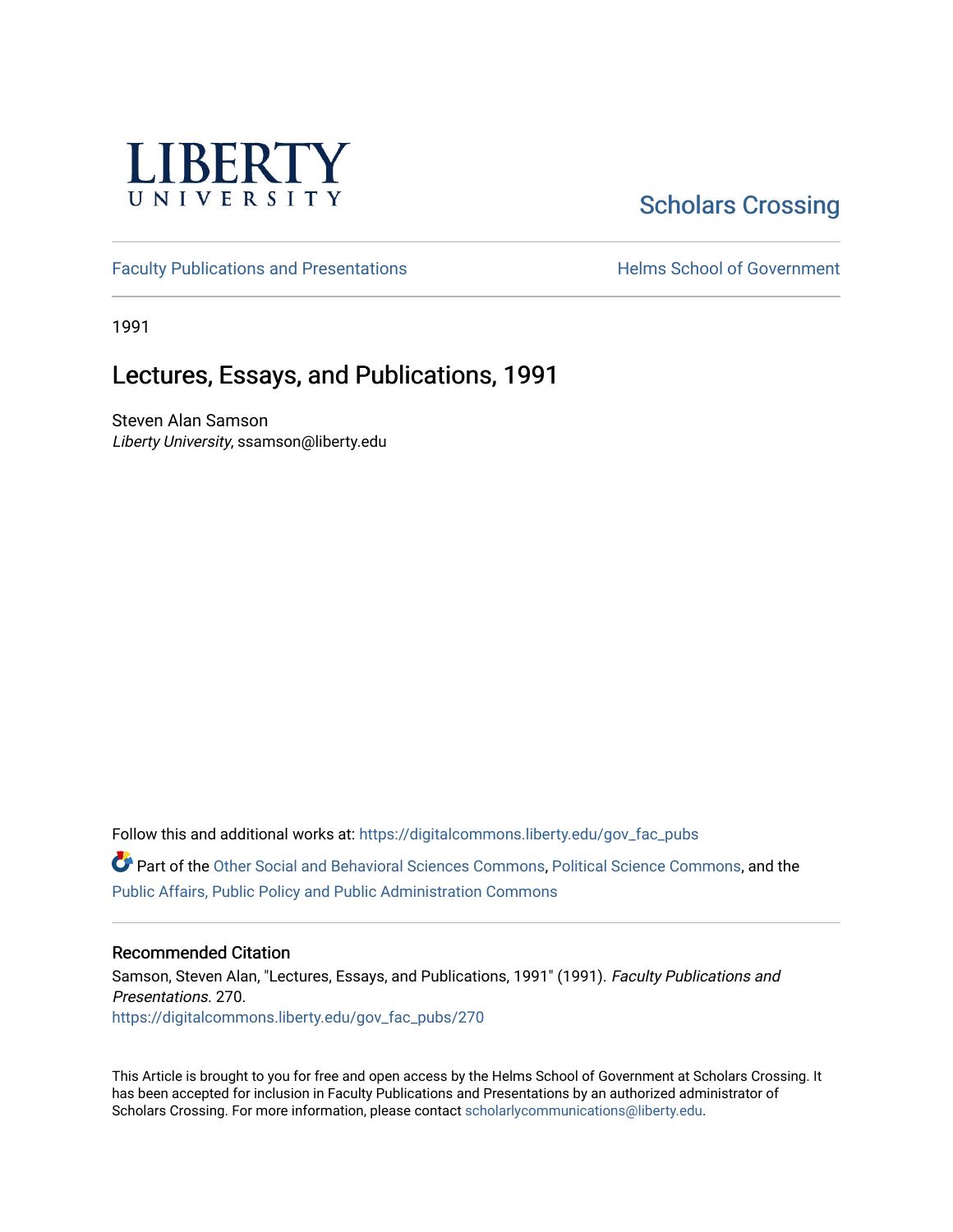LIBERTY UNIVERSITY

Scholars Crossing

Faculty Publications and Presentations

Helms School of Government

1991

# Lectures, Essays, and Publications, 1991

Steven Alan Samson
*Liberty University*, ssamson@liberty.edu

Follow this and additional works at: https://digitalcommons.liberty.edu/gov_fac_pubs

Part of the Other Social and Behavioral Sciences Commons, Political Science Commons, and the Public Affairs, Public Policy and Public Administration Commons

## Recommended Citation

Samson, Steven Alan, "Lectures, Essays, and Publications, 1991" (1991). *Faculty Publications and Presentations*. 270.
https://digitalcommons.liberty.edu/gov_fac_pubs/270

This Article is brought to you for free and open access by the Helms School of Government at Scholars Crossing. It has been accepted for inclusion in Faculty Publications and Presentations by an authorized administrator of Scholars Crossing. For more information, please contact scholarlycommunications@liberty.edu.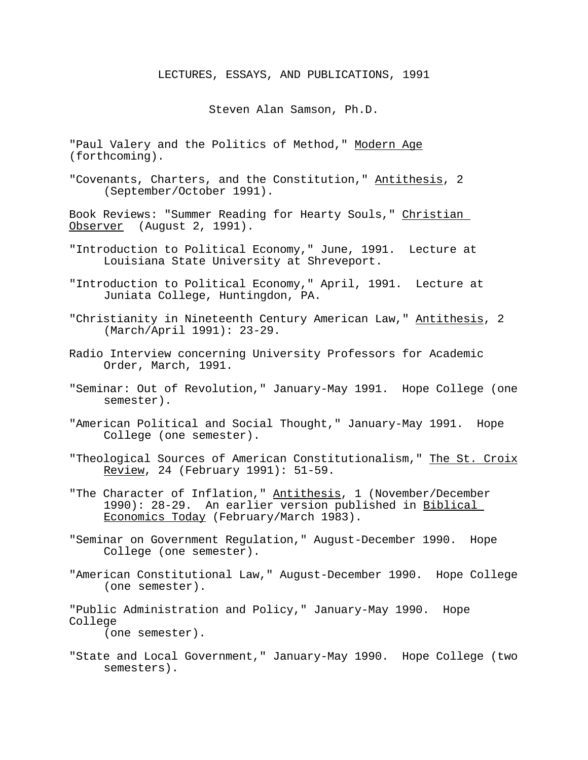LECTURES, ESSAYS, AND PUBLICATIONS, 1991

Steven Alan Samson, Ph.D.

"Paul Valery and the Politics of Method," Modern Age (forthcoming).

"Covenants, Charters, and the Constitution," Antithesis, 2 (September/October 1991).

Book Reviews: "Summer Reading for Hearty Souls," Christian Observer (August 2, 1991).

"Introduction to Political Economy," June, 1991. Lecture at Louisiana State University at Shreveport.

"Introduction to Political Economy," April, 1991. Lecture at Juniata College, Huntingdon, PA.

"Christianity in Nineteenth Century American Law," Antithesis, 2 (March/April 1991): 23-29.

Radio Interview concerning University Professors for Academic Order, March, 1991.

"Seminar: Out of Revolution," January-May 1991. Hope College (one semester).

"American Political and Social Thought," January-May 1991. Hope College (one semester).

"Theological Sources of American Constitutionalism," The St. Croix Review, 24 (February 1991): 51-59.

"The Character of Inflation," Antithesis, 1 (November/December 1990): 28-29. An earlier version published in Biblical Economics Today (February/March 1983).

"Seminar on Government Regulation," August-December 1990. Hope College (one semester).

"American Constitutional Law," August-December 1990. Hope College (one semester).

"Public Administration and Policy," January-May 1990. Hope College (one semester).

"State and Local Government," January-May 1990. Hope College (two semesters).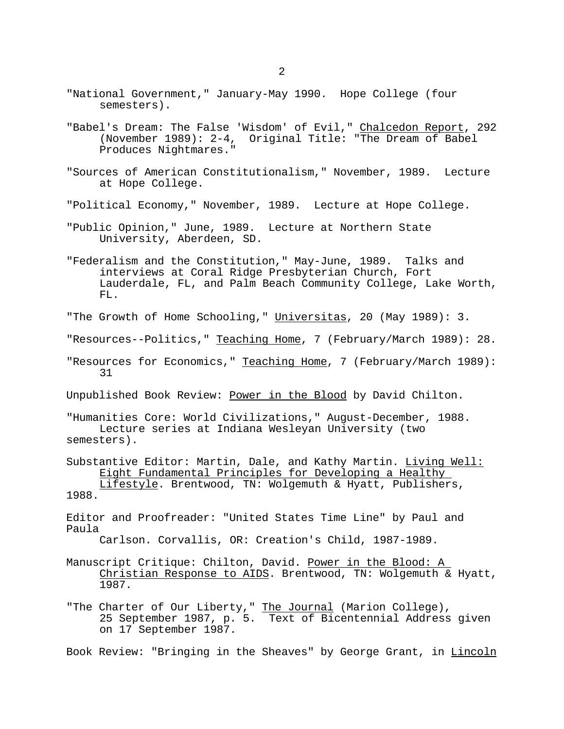"National Government," January-May 1990. Hope College (four semesters).

"Babel's Dream: The False 'Wisdom' of Evil," Chalcedon Report, 292 (November 1989): 2-4, Original Title: "The Dream of Babel Produces Nightmares."

"Sources of American Constitutionalism," November, 1989. Lecture at Hope College.

"Political Economy," November, 1989. Lecture at Hope College.

"Public Opinion," June, 1989. Lecture at Northern State University, Aberdeen, SD.

"Federalism and the Constitution," May-June, 1989. Talks and interviews at Coral Ridge Presbyterian Church, Fort Lauderdale, FL, and Palm Beach Community College, Lake Worth, FL.

"The Growth of Home Schooling," Universitas, 20 (May 1989): 3.

"Resources--Politics," Teaching Home, 7 (February/March 1989): 28.

"Resources for Economics," Teaching Home, 7 (February/March 1989): 31

Unpublished Book Review: Power in the Blood by David Chilton.

"Humanities Core: World Civilizations," August-December, 1988. Lecture series at Indiana Wesleyan University (two semesters).

Substantive Editor: Martin, Dale, and Kathy Martin. Living Well: Eight Fundamental Principles for Developing a Healthy Lifestyle. Brentwood, TN: Wolgemuth & Hyatt, Publishers, 1988.

Editor and Proofreader: "United States Time Line" by Paul and Paula Carlson. Corvallis, OR: Creation's Child, 1987-1989.

Manuscript Critique: Chilton, David. Power in the Blood: A Christian Response to AIDS. Brentwood, TN: Wolgemuth & Hyatt, 1987.

"The Charter of Our Liberty," The Journal (Marion College), 25 September 1987, p. 5. Text of Bicentennial Address given on 17 September 1987.

Book Review: "Bringing in the Sheaves" by George Grant, in Lincoln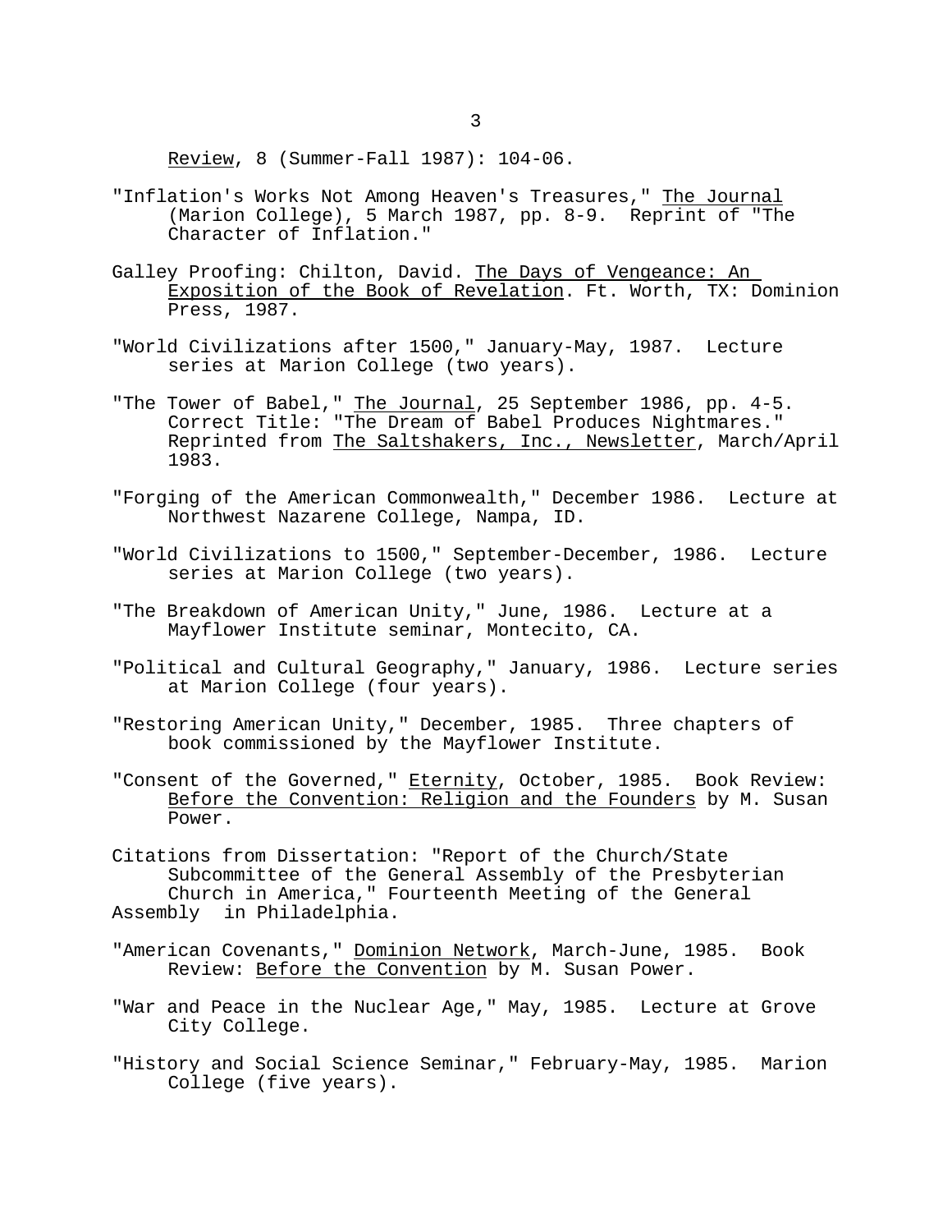Review, 8 (Summer-Fall 1987): 104-06.

"Inflation's Works Not Among Heaven's Treasures," The Journal (Marion College), 5 March 1987, pp. 8-9. Reprint of "The Character of Inflation."

Galley Proofing: Chilton, David. The Days of Vengeance: An Exposition of the Book of Revelation. Ft. Worth, TX: Dominion Press, 1987.

"World Civilizations after 1500," January-May, 1987. Lecture series at Marion College (two years).

"The Tower of Babel," The Journal, 25 September 1986, pp. 4-5. Correct Title: "The Dream of Babel Produces Nightmares." Reprinted from The Saltshakers, Inc., Newsletter, March/April 1983.

"Forging of the American Commonwealth," December 1986. Lecture at Northwest Nazarene College, Nampa, ID.

"World Civilizations to 1500," September-December, 1986. Lecture series at Marion College (two years).

"The Breakdown of American Unity," June, 1986. Lecture at a Mayflower Institute seminar, Montecito, CA.

"Political and Cultural Geography," January, 1986. Lecture series at Marion College (four years).

"Restoring American Unity," December, 1985. Three chapters of book commissioned by the Mayflower Institute.

"Consent of the Governed," Eternity, October, 1985. Book Review: Before the Convention: Religion and the Founders by M. Susan Power.

Citations from Dissertation: "Report of the Church/State Subcommittee of the General Assembly of the Presbyterian Church in America," Fourteenth Meeting of the General Assembly in Philadelphia.

"American Covenants," Dominion Network, March-June, 1985. Book Review: Before the Convention by M. Susan Power.

"War and Peace in the Nuclear Age," May, 1985. Lecture at Grove City College.

"History and Social Science Seminar," February-May, 1985. Marion College (five years).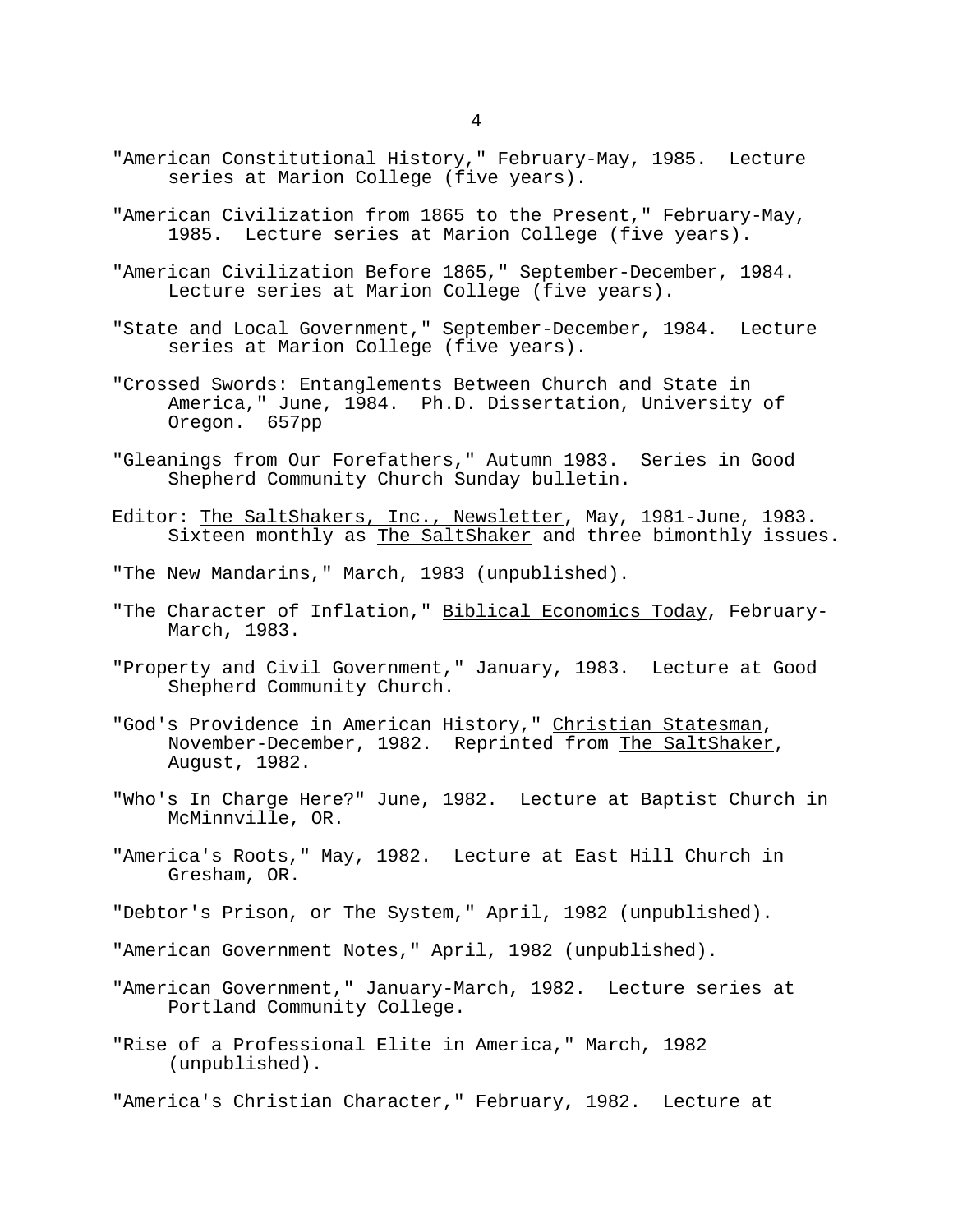"American Constitutional History," February-May, 1985. Lecture series at Marion College (five years).

"American Civilization from 1865 to the Present," February-May, 1985. Lecture series at Marion College (five years).

"American Civilization Before 1865," September-December, 1984. Lecture series at Marion College (five years).

"State and Local Government," September-December, 1984. Lecture series at Marion College (five years).

"Crossed Swords: Entanglements Between Church and State in America," June, 1984. Ph.D. Dissertation, University of Oregon. 657pp

"Gleanings from Our Forefathers," Autumn 1983. Series in Good Shepherd Community Church Sunday bulletin.

Editor: The SaltShakers, Inc., Newsletter, May, 1981-June, 1983. Sixteen monthly as The SaltShaker and three bimonthly issues.

"The New Mandarins," March, 1983 (unpublished).

"The Character of Inflation," Biblical Economics Today, February-March, 1983.

"Property and Civil Government," January, 1983. Lecture at Good Shepherd Community Church.

"God's Providence in American History," Christian Statesman, November-December, 1982. Reprinted from The SaltShaker, August, 1982.

"Who's In Charge Here?" June, 1982. Lecture at Baptist Church in McMinnville, OR.

"America's Roots," May, 1982. Lecture at East Hill Church in Gresham, OR.

"Debtor's Prison, or The System," April, 1982 (unpublished).

"American Government Notes," April, 1982 (unpublished).

"American Government," January-March, 1982. Lecture series at Portland Community College.

"Rise of a Professional Elite in America," March, 1982 (unpublished).

"America's Christian Character," February, 1982. Lecture at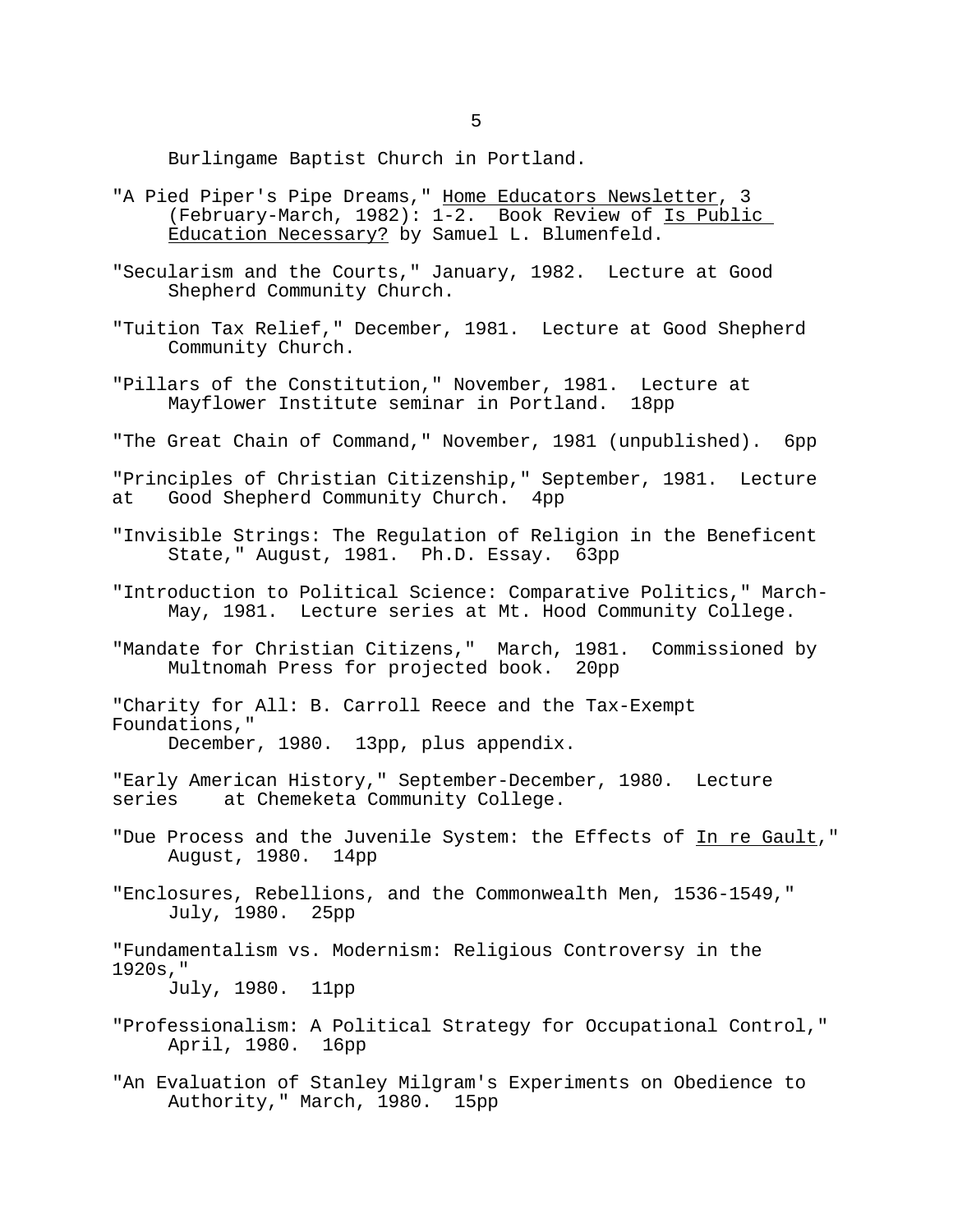Burlingame Baptist Church in Portland.

"A Pied Piper's Pipe Dreams," <u>Home Educators Newsletter</u>, 3 (February-March, 1982): 1-2. Book Review of <u>Is Public Education Necessary?</u> by Samuel L. Blumenfeld.

"Secularism and the Courts," January, 1982. Lecture at Good Shepherd Community Church.

"Tuition Tax Relief," December, 1981. Lecture at Good Shepherd Community Church.

"Pillars of the Constitution," November, 1981. Lecture at Mayflower Institute seminar in Portland. 18pp

"The Great Chain of Command," November, 1981 (unpublished). 6pp

"Principles of Christian Citizenship," September, 1981. Lecture at Good Shepherd Community Church. 4pp

"Invisible Strings: The Regulation of Religion in the Beneficent State," August, 1981. Ph.D. Essay. 63pp

"Introduction to Political Science: Comparative Politics," March-May, 1981. Lecture series at Mt. Hood Community College.

"Mandate for Christian Citizens," March, 1981. Commissioned by Multnomah Press for projected book. 20pp

"Charity for All: B. Carroll Reece and the Tax-Exempt Foundations," December, 1980. 13pp, plus appendix.

"Early American History," September-December, 1980. Lecture series at Chemeketa Community College.

"Due Process and the Juvenile System: the Effects of <u>In re Gault</u>," August, 1980. 14pp

"Enclosures, Rebellions, and the Commonwealth Men, 1536-1549," July, 1980. 25pp

"Fundamentalism vs. Modernism: Religious Controversy in the 1920s," July, 1980. 11pp

"Professionalism: A Political Strategy for Occupational Control," April, 1980. 16pp

"An Evaluation of Stanley Milgram's Experiments on Obedience to Authority," March, 1980. 15pp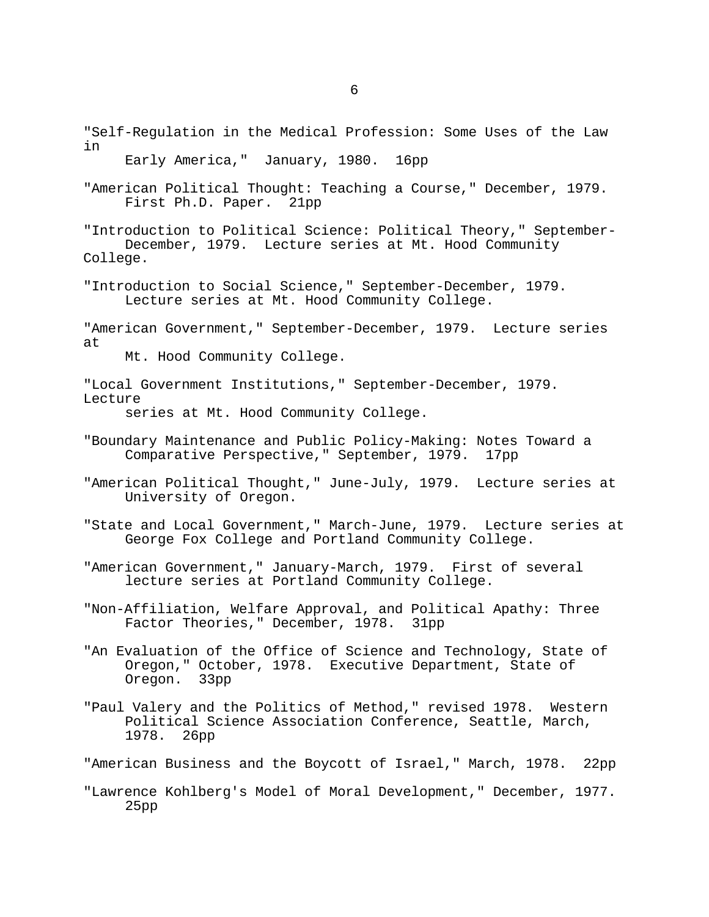"Self-Regulation in the Medical Profession: Some Uses of the Law in Early America," January, 1980. 16pp

"American Political Thought: Teaching a Course," December, 1979. First Ph.D. Paper. 21pp

"Introduction to Political Science: Political Theory," September-December, 1979. Lecture series at Mt. Hood Community College.

"Introduction to Social Science," September-December, 1979. Lecture series at Mt. Hood Community College.

"American Government," September-December, 1979. Lecture series at Mt. Hood Community College.

"Local Government Institutions," September-December, 1979. Lecture series at Mt. Hood Community College.

"Boundary Maintenance and Public Policy-Making: Notes Toward a Comparative Perspective," September, 1979. 17pp

"American Political Thought," June-July, 1979. Lecture series at University of Oregon.

"State and Local Government," March-June, 1979. Lecture series at George Fox College and Portland Community College.

"American Government," January-March, 1979. First of several lecture series at Portland Community College.

"Non-Affiliation, Welfare Approval, and Political Apathy: Three Factor Theories," December, 1978. 31pp

"An Evaluation of the Office of Science and Technology, State of Oregon," October, 1978. Executive Department, State of Oregon. 33pp

"Paul Valery and the Politics of Method," revised 1978. Western Political Science Association Conference, Seattle, March, 1978. 26pp

"American Business and the Boycott of Israel," March, 1978. 22pp

"Lawrence Kohlberg's Model of Moral Development," December, 1977. 25pp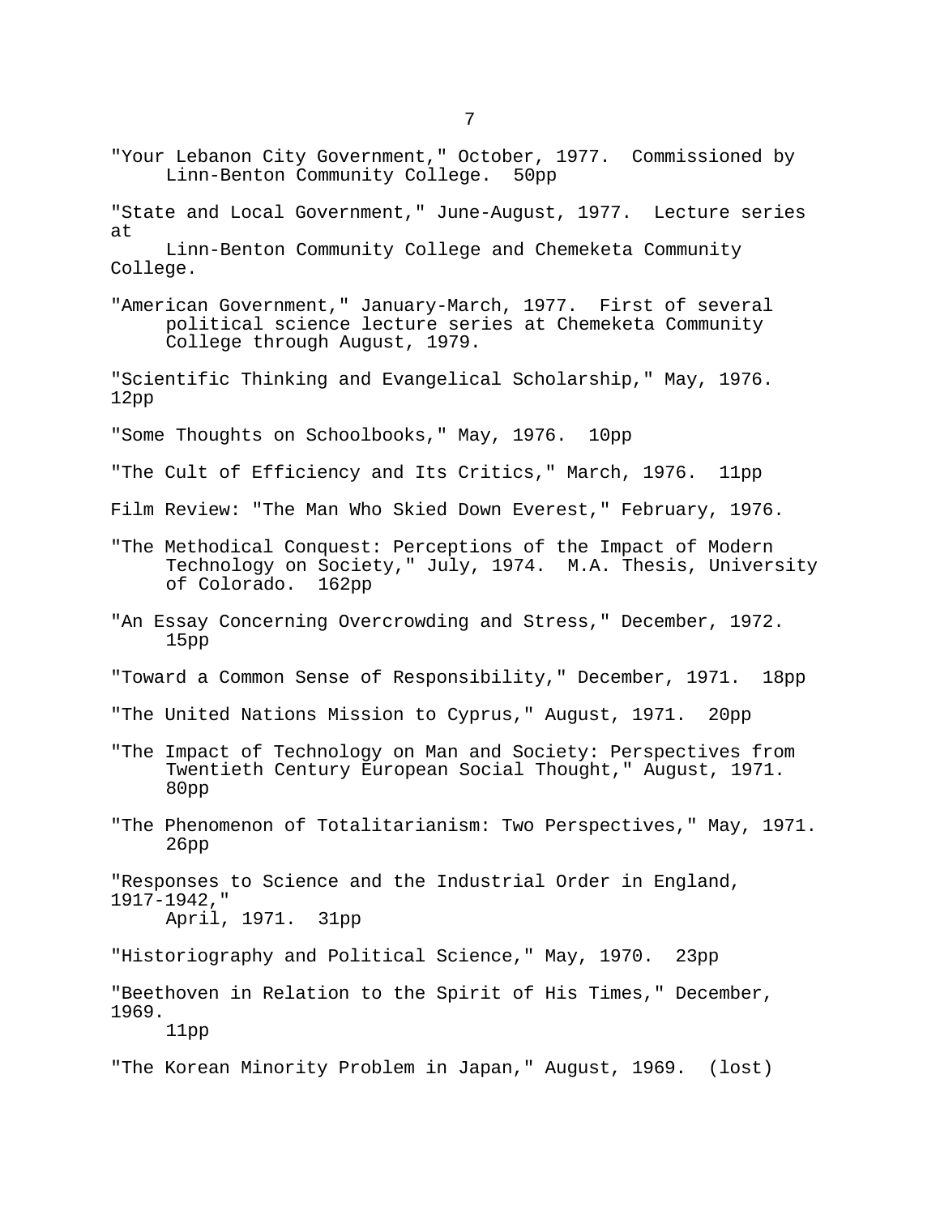"Your Lebanon City Government," October, 1977. Commissioned by Linn-Benton Community College. 50pp

"State and Local Government," June-August, 1977. Lecture series at Linn-Benton Community College and Chemeketa Community College.

"American Government," January-March, 1977. First of several political science lecture series at Chemeketa Community College through August, 1979.

"Scientific Thinking and Evangelical Scholarship," May, 1976. 12pp

"Some Thoughts on Schoolbooks," May, 1976. 10pp

"The Cult of Efficiency and Its Critics," March, 1976. 11pp

Film Review: "The Man Who Skied Down Everest," February, 1976.

"The Methodical Conquest: Perceptions of the Impact of Modern Technology on Society," July, 1974. M.A. Thesis, University of Colorado. 162pp

"An Essay Concerning Overcrowding and Stress," December, 1972. 15pp

"Toward a Common Sense of Responsibility," December, 1971. 18pp

"The United Nations Mission to Cyprus," August, 1971. 20pp

"The Impact of Technology on Man and Society: Perspectives from Twentieth Century European Social Thought," August, 1971. 80pp

"The Phenomenon of Totalitarianism: Two Perspectives," May, 1971. 26pp

"Responses to Science and the Industrial Order in England, 1917-1942," April, 1971. 31pp

"Historiography and Political Science," May, 1970. 23pp

"Beethoven in Relation to the Spirit of His Times," December, 1969. 11pp

"The Korean Minority Problem in Japan," August, 1969. (lost)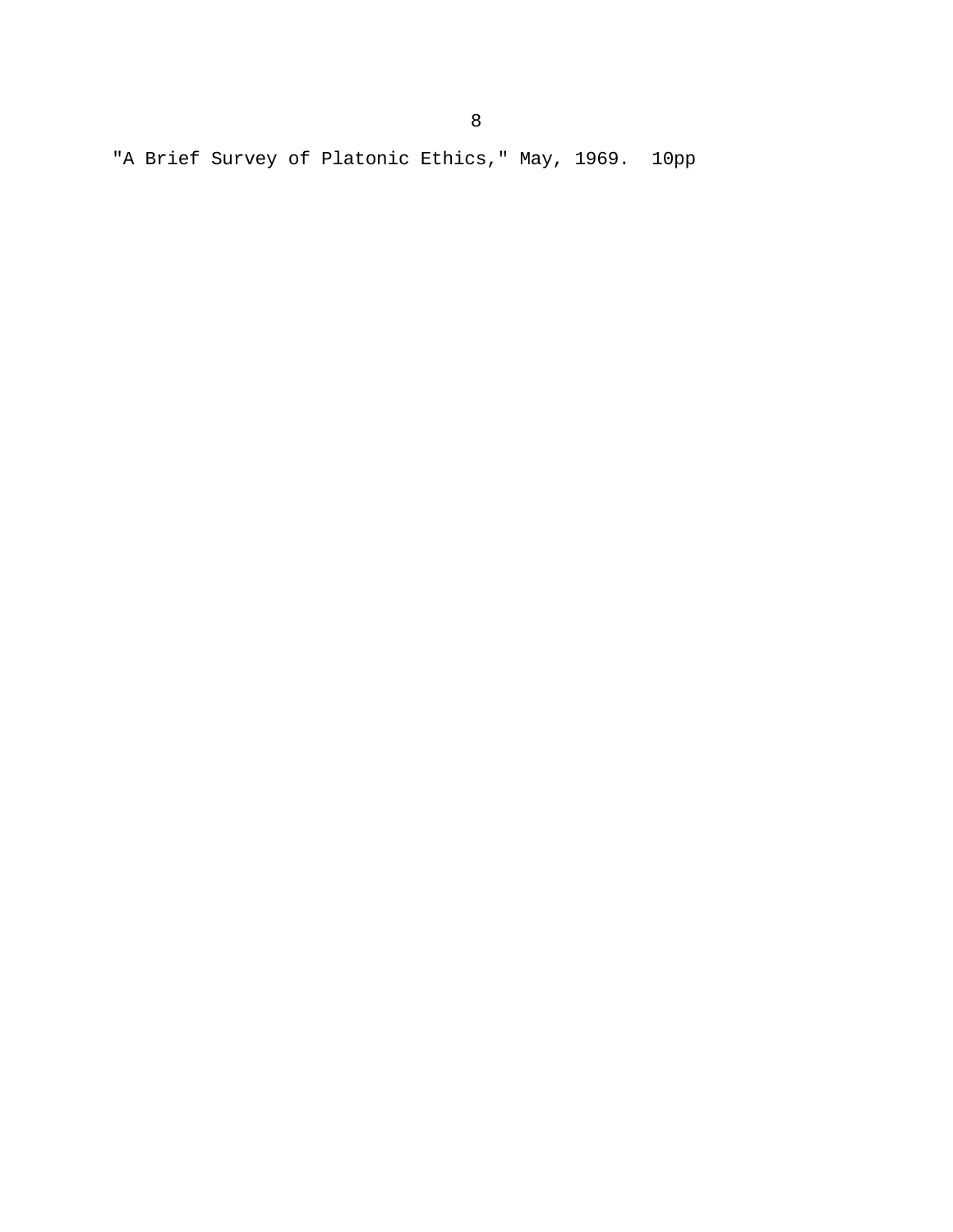"A Brief Survey of Platonic Ethics," May, 1969.  10pp